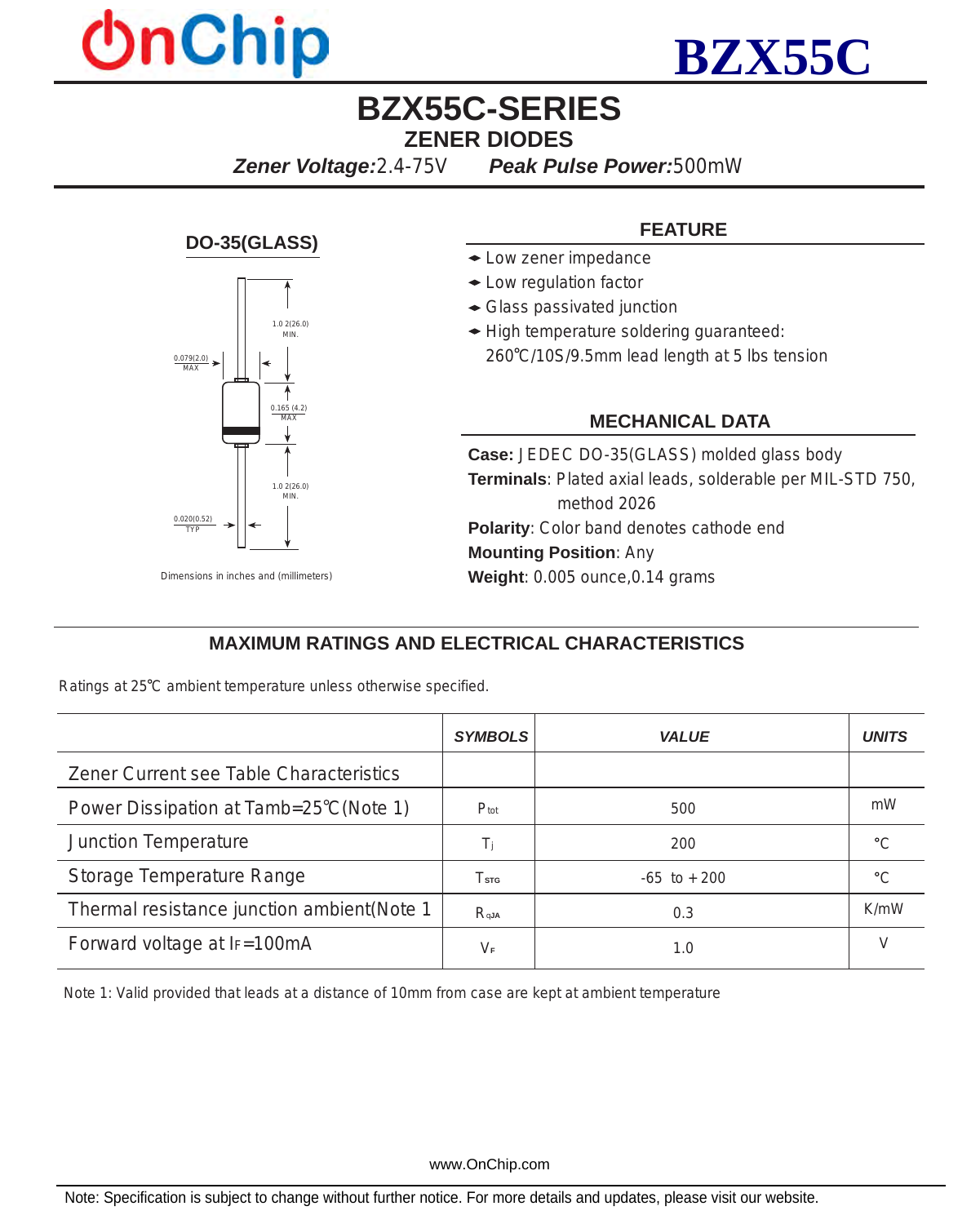# BZX55C

## BZX55C-SERIES

### ZENER DIODES

***Zener Voltage:*** 2.4-75V ***Peak Pulse Power:*** 500mW

**DO-35(GLASS)**

1.0 2(26.0) MIN.

0.079(2.0) MAX

0.165 (4.2) MAX

1.0 2(26.0) MIN.

0.020(0.52) TYP

Dimensions in inches and (millimeters)

### FEATURE

- Low zener impedance
- Low regulation factor
- Glass passivated junction
- High temperature soldering guaranteed: 260℃/10S/9.5mm lead length at 5 lbs tension

### MECHANICAL DATA

**Case:** JEDEC DO-35(GLASS) molded glass body

**Terminals**: Plated axial leads, solderable per MIL-STD 750, method 2026

**Polarity**: Color band denotes cathode end

**Mounting Position**: Any

**Weight**: 0.005 ounce,0.14 grams

### MAXIMUM RATINGS AND ELECTRICAL CHARACTERISTICS

Ratings at 25℃ ambient temperature unless otherwise specified.

| | *SYMBOLS* | *VALUE* | *UNITS* |
|---|---|---|---|
| Zener Current see Table Characteristics | | | |
| Power Dissipation at Tamb=25℃(Note 1) | $P_{tot}$ | 500 | mW |
| Junction Temperature | $T_j$ | 200 | ℃ |
| Storage Temperature Range | $T_{STG}$ | -65 to +200 | ℃ |
| Thermal resistance junction ambient(Note 1 | $R_{qJA}$ | 0.3 | K/mW |
| Forward voltage at $I_F$=100mA | $V_F$ | 1.0 | V |

Note 1: Valid provided that leads at a distance of 10mm from case are kept at ambient temperature

www.OnChip.com

Note: Specification is subject to change without further notice. For more details and updates, please visit our website.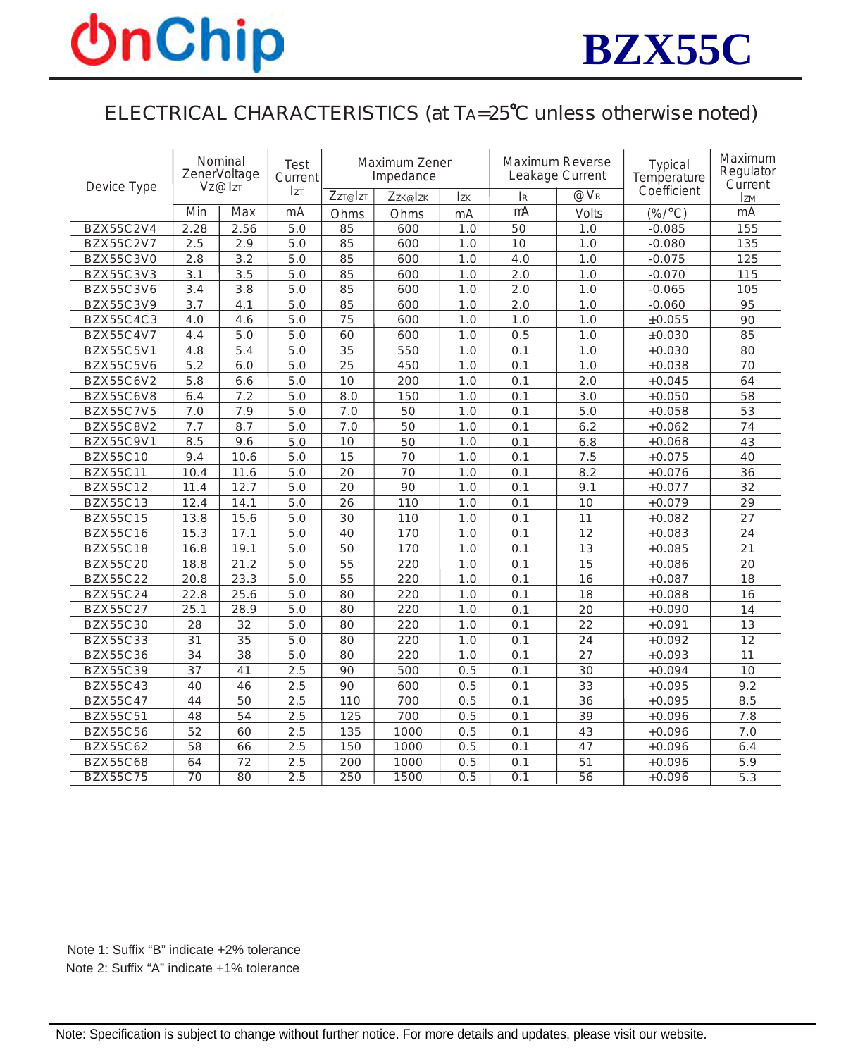## ELECTRICAL CHARACTERISTICS (at $T_A$=25℃ unless otherwise noted)

| Device Type | Nominal Zener Voltage $V_Z$@ $I_{ZT}$ | | Test Current $I_{ZT}$ | Maximum Zener Impedance | | | Maximum Reverse Leakage Current | | Typical Temperature Coefficient | Maximum Regulator Current $I_{ZM}$ |
|---|---|---|---|---|---|---|---|---|---|---|
| | | | | $Z_{ZT}$@$I_{ZT}$ | $Z_{ZK}$@$I_{ZK}$ | $I_{ZK}$ | $I_R$ | @ $V_R$ | | |
| | Min | Max | mA | Ohms | Ohms | mA | mA | Volts | (%/℃) | mA |
| BZX55C2V4 | 2.28 | 2.56 | 5.0 | 85 | 600 | 1.0 | 50 | 1.0 | -0.085 | 155 |
| BZX55C2V7 | 2.5 | 2.9 | 5.0 | 85 | 600 | 1.0 | 10 | 1.0 | -0.080 | 135 |
| BZX55C3V0 | 2.8 | 3.2 | 5.0 | 85 | 600 | 1.0 | 4.0 | 1.0 | -0.075 | 125 |
| BZX55C3V3 | 3.1 | 3.5 | 5.0 | 85 | 600 | 1.0 | 2.0 | 1.0 | -0.070 | 115 |
| BZX55C3V6 | 3.4 | 3.8 | 5.0 | 85 | 600 | 1.0 | 2.0 | 1.0 | -0.065 | 105 |
| BZX55C3V9 | 3.7 | 4.1 | 5.0 | 85 | 600 | 1.0 | 2.0 | 1.0 | -0.060 | 95 |
| BZX55C4C3 | 4.0 | 4.6 | 5.0 | 75 | 600 | 1.0 | 1.0 | 1.0 | ±0.055 | 90 |
| BZX55C4V7 | 4.4 | 5.0 | 5.0 | 60 | 600 | 1.0 | 0.5 | 1.0 | ±0.030 | 85 |
| BZX55C5V1 | 4.8 | 5.4 | 5.0 | 35 | 550 | 1.0 | 0.1 | 1.0 | ±0.030 | 80 |
| BZX55C5V6 | 5.2 | 6.0 | 5.0 | 25 | 450 | 1.0 | 0.1 | 1.0 | +0.038 | 70 |
| BZX55C6V2 | 5.8 | 6.6 | 5.0 | 10 | 200 | 1.0 | 0.1 | 2.0 | +0.045 | 64 |
| BZX55C6V8 | 6.4 | 7.2 | 5.0 | 8.0 | 150 | 1.0 | 0.1 | 3.0 | +0.050 | 58 |
| BZX55C7V5 | 7.0 | 7.9 | 5.0 | 7.0 | 50 | 1.0 | 0.1 | 5.0 | +0.058 | 53 |
| BZX55C8V2 | 7.7 | 8.7 | 5.0 | 7.0 | 50 | 1.0 | 0.1 | 6.2 | +0.062 | 74 |
| BZX55C9V1 | 8.5 | 9.6 | 5.0 | 10 | 50 | 1.0 | 0.1 | 6.8 | +0.068 | 43 |
| BZX55C10 | 9.4 | 10.6 | 5.0 | 15 | 70 | 1.0 | 0.1 | 7.5 | +0.075 | 40 |
| BZX55C11 | 10.4 | 11.6 | 5.0 | 20 | 70 | 1.0 | 0.1 | 8.2 | +0.076 | 36 |
| BZX55C12 | 11.4 | 12.7 | 5.0 | 20 | 90 | 1.0 | 0.1 | 9.1 | +0.077 | 32 |
| BZX55C13 | 12.4 | 14.1 | 5.0 | 26 | 110 | 1.0 | 0.1 | 10 | +0.079 | 29 |
| BZX55C15 | 13.8 | 15.6 | 5.0 | 30 | 110 | 1.0 | 0.1 | 11 | +0.082 | 27 |
| BZX55C16 | 15.3 | 17.1 | 5.0 | 40 | 170 | 1.0 | 0.1 | 12 | +0.083 | 24 |
| BZX55C18 | 16.8 | 19.1 | 5.0 | 50 | 170 | 1.0 | 0.1 | 13 | +0.085 | 21 |
| BZX55C20 | 18.8 | 21.2 | 5.0 | 55 | 220 | 1.0 | 0.1 | 15 | +0.086 | 20 |
| BZX55C22 | 20.8 | 23.3 | 5.0 | 55 | 220 | 1.0 | 0.1 | 16 | +0.087 | 18 |
| BZX55C24 | 22.8 | 25.6 | 5.0 | 80 | 220 | 1.0 | 0.1 | 18 | +0.088 | 16 |
| BZX55C27 | 25.1 | 28.9 | 5.0 | 80 | 220 | 1.0 | 0.1 | 20 | +0.090 | 14 |
| BZX55C30 | 28 | 32 | 5.0 | 80 | 220 | 1.0 | 0.1 | 22 | +0.091 | 13 |
| BZX55C33 | 31 | 35 | 5.0 | 80 | 220 | 1.0 | 0.1 | 24 | +0.092 | 12 |
| BZX55C36 | 34 | 38 | 5.0 | 80 | 220 | 1.0 | 0.1 | 27 | +0.093 | 11 |
| BZX55C39 | 37 | 41 | 2.5 | 90 | 500 | 0.5 | 0.1 | 30 | +0.094 | 10 |
| BZX55C43 | 40 | 46 | 2.5 | 90 | 600 | 0.5 | 0.1 | 33 | +0.095 | 9.2 |
| BZX55C47 | 44 | 50 | 2.5 | 110 | 700 | 0.5 | 0.1 | 36 | +0.095 | 8.5 |
| BZX55C51 | 48 | 54 | 2.5 | 125 | 700 | 0.5 | 0.1 | 39 | +0.096 | 7.8 |
| BZX55C56 | 52 | 60 | 2.5 | 135 | 1000 | 0.5 | 0.1 | 43 | +0.096 | 7.0 |
| BZX55C62 | 58 | 66 | 2.5 | 150 | 1000 | 0.5 | 0.1 | 47 | +0.096 | 6.4 |
| BZX55C68 | 64 | 72 | 2.5 | 200 | 1000 | 0.5 | 0.1 | 51 | +0.096 | 5.9 |
| BZX55C75 | 70 | 80 | 2.5 | 250 | 1500 | 0.5 | 0.1 | 56 | +0.096 | 5.3 |

Note 1: Suffix "B" indicate ±2% tolerance
Note 2: Suffix "A" indicate +1% tolerance

Note: Specification is subject to change without further notice. For more details and updates, please visit our website.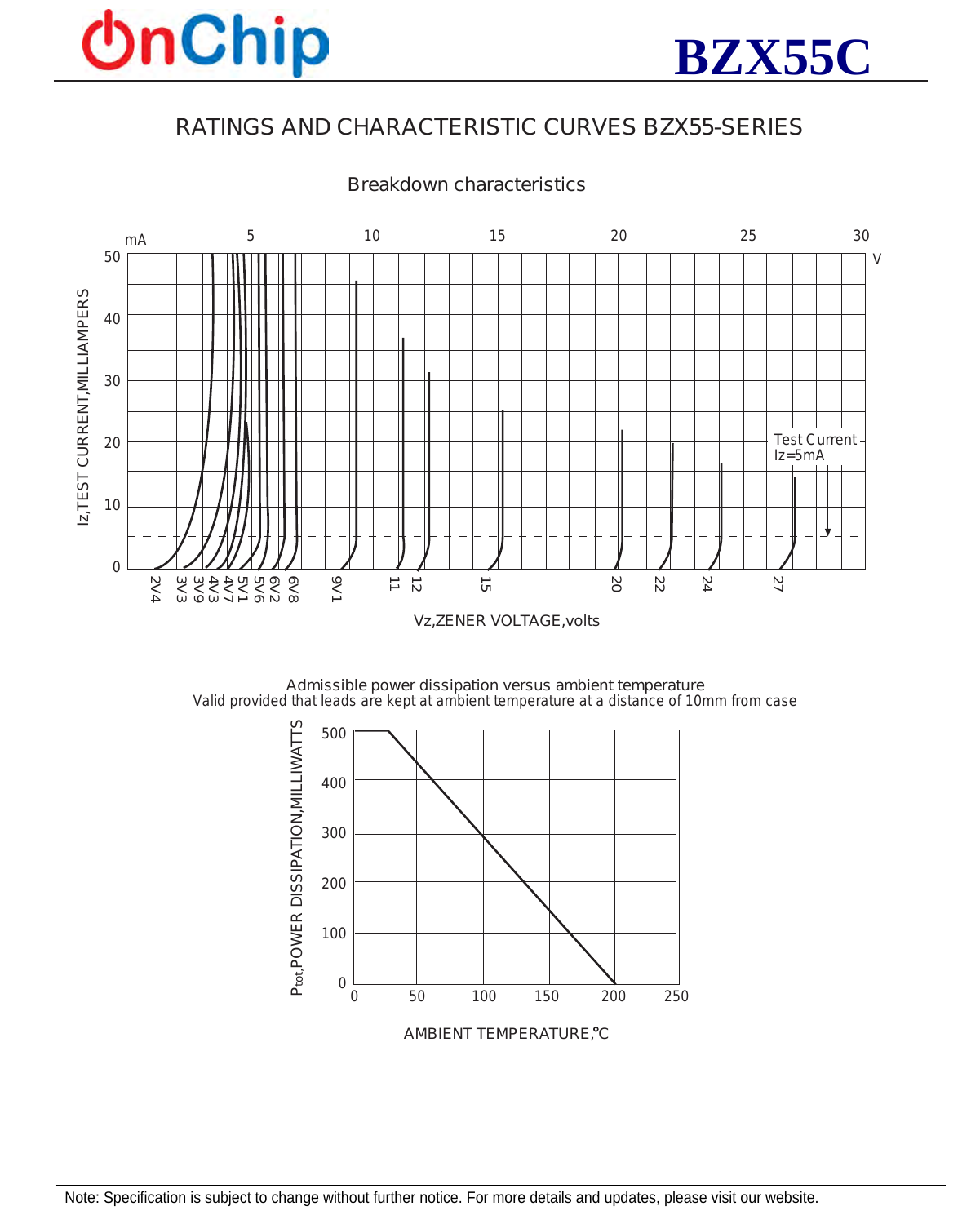## RATINGS AND CHARACTERISTIC CURVES BZX55-SERIES

Breakdown characteristics

mA

50
40
30
20
10
0

5 10 15 20 25 30 V

Iz,TEST CURRENT,MILLIAMPERS

Test Current
Iz=5mA

2V4 3V3 3V9 4V3 4V7 5V1 5V6 6V2 6V8 9V1 11 12 15 20 22 24 27

Vz,ZENER VOLTAGE,volts

Admissible power dissipation versus ambient temperature
Valid provided that leads are kept at ambient temperature at a distance of 10mm from case

$P_{tot}$,POWER DISSIPATION,MILLIWATTS

500
400
300
200
100
0

0 50 100 150 200 250

AMBIENT TEMPERATURE,℃

Note: Specification is subject to change without further notice. For more details and updates, please visit our website.